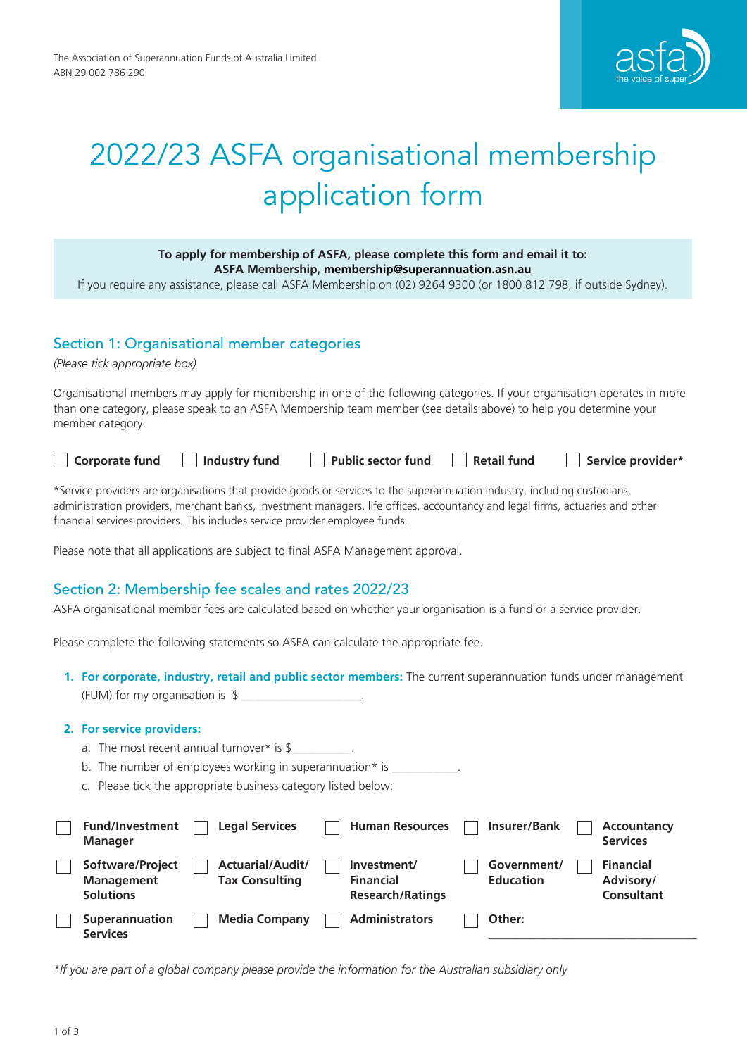The Association of Superannuation Funds of Australia Limited
ABN 29 002 786 290

# 2022/23 ASFA organisational membership application form

**To apply for membership of ASFA, please complete this form and email it to:**
**ASFA Membership, membership@superannuation.asn.au**
If you require any assistance, please call ASFA Membership on (02) 9264 9300 (or 1800 812 798, if outside Sydney).

## Section 1: Organisational member categories

*(Please tick appropriate box)*

Organisational members may apply for membership in one of the following categories. If your organisation operates in more than one category, please speak to an ASFA Membership team member (see details above) to help you determine your member category.

☐ **Corporate fund** ☐ **Industry fund** ☐ **Public sector fund** ☐ **Retail fund** ☐ **Service provider***

*Service providers are organisations that provide goods or services to the superannuation industry, including custodians, administration providers, merchant banks, investment managers, life offices, accountancy and legal firms, actuaries and other financial services providers. This includes service provider employee funds.

Please note that all applications are subject to final ASFA Management approval.

## Section 2: Membership fee scales and rates 2022/23

ASFA organisational member fees are calculated based on whether your organisation is a fund or a service provider.

Please complete the following statements so ASFA can calculate the appropriate fee.

1. **For corporate, industry, retail and public sector members:** The current superannuation funds under management (FUM) for my organisation is $ ____________________.

2. **For service providers:**
   a. The most recent annual turnover* is $__________.
   b. The number of employees working in superannuation* is ___________.
   c. Please tick the appropriate business category listed below:

| | | | | |
|---|---|---|---|---|
| ☐ **Fund/Investment Manager** | ☐ **Legal Services** | ☐ **Human Resources** | ☐ **Insurer/Bank** | ☐ **Accountancy Services** |
| ☐ **Software/Project Management Solutions** | ☐ **Actuarial/Audit/ Tax Consulting** | ☐ **Investment/ Financial Research/Ratings** | ☐ **Government/ Education** | ☐ **Financial Advisory/ Consultant** |
| ☐ **Superannuation Services** | ☐ **Media Company** | ☐ **Administrators** | ☐ **Other:** ____________________ | |

*If you are part of a global company please provide the information for the Australian subsidiary only*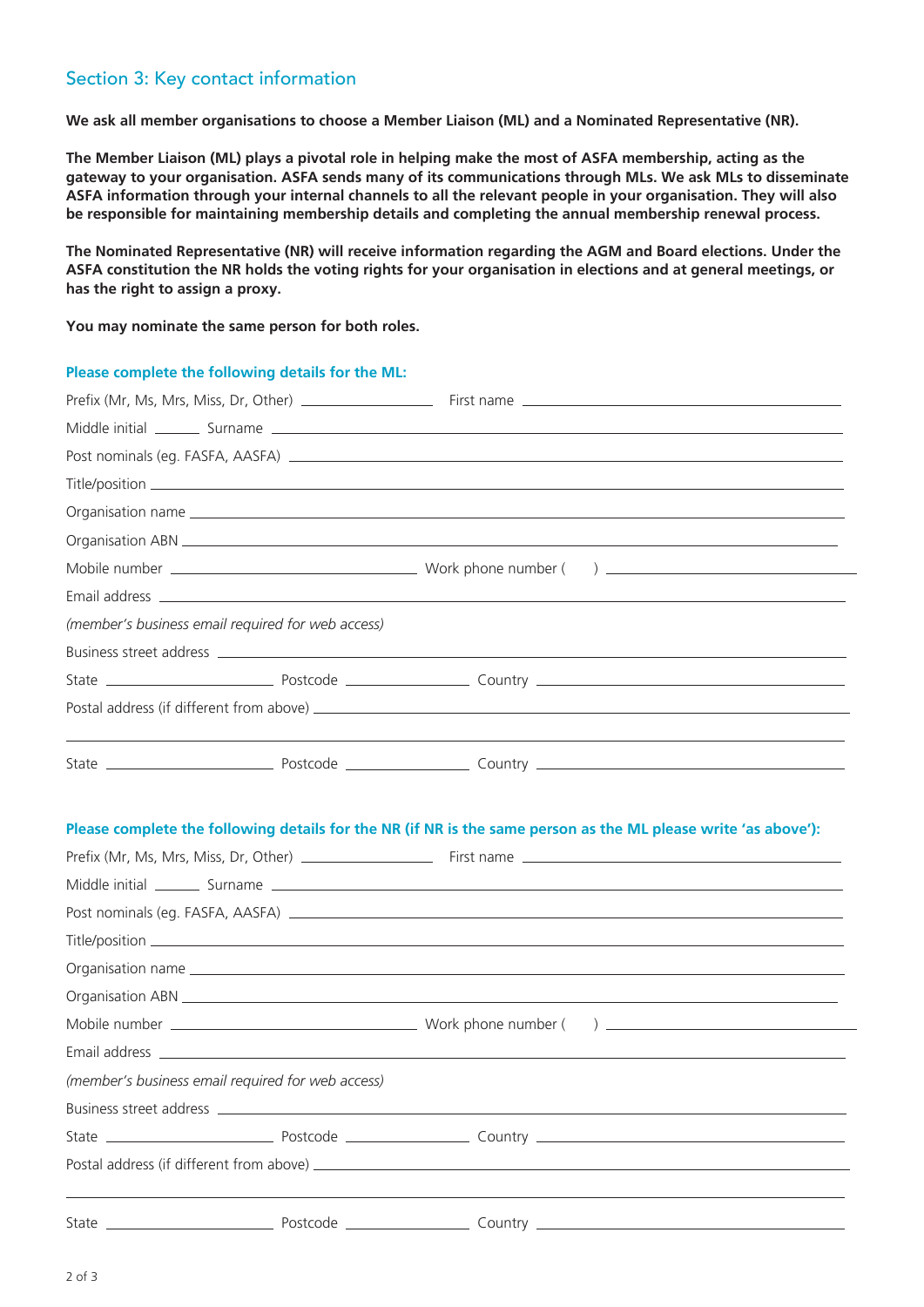## Section 3: Key contact information

**We ask all member organisations to choose a Member Liaison (ML) and a Nominated Representative (NR).**

**The Member Liaison (ML) plays a pivotal role in helping make the most of ASFA membership, acting as the gateway to your organisation. ASFA sends many of its communications through MLs. We ask MLs to disseminate ASFA information through your internal channels to all the relevant people in your organisation. They will also be responsible for maintaining membership details and completing the annual membership renewal process.**

**The Nominated Representative (NR) will receive information regarding the AGM and Board elections. Under the ASFA constitution the NR holds the voting rights for your organisation in elections and at general meetings, or has the right to assign a proxy.**

**You may nominate the same person for both roles.**

### Please complete the following details for the ML:

Prefix (Mr, Ms, Mrs, Miss, Dr, Other) ________________ First name ________________________________

Middle initial ______ Surname ________________________________________________

Post nominals (eg. FASFA, AASFA) ________________________________________________

Title/position ________________________________________________

Organisation name ________________________________________________

Organisation ABN ________________________________________________

Mobile number ____________________________ Work phone number (    ) ____________________

Email address ________________________________________________

*(member's business email required for web access)*

Business street address ________________________________________________

State ____________________ Postcode ______________ Country ________________________________

Postal address (if different from above) ________________________________________________

________________________________________________

State ____________________ Postcode ______________ Country ________________________________

### Please complete the following details for the NR (if NR is the same person as the ML please write 'as above'):

Prefix (Mr, Ms, Mrs, Miss, Dr, Other) ________________ First name ________________________________

Middle initial ______ Surname ________________________________________________

Post nominals (eg. FASFA, AASFA) ________________________________________________

Title/position ________________________________________________

Organisation name ________________________________________________

Organisation ABN ________________________________________________

Mobile number ____________________________ Work phone number (    ) ____________________

Email address ________________________________________________

*(member's business email required for web access)*

Business street address ________________________________________________

State ____________________ Postcode ______________ Country ________________________________

Postal address (if different from above) ________________________________________________

________________________________________________

State ____________________ Postcode ______________ Country ________________________________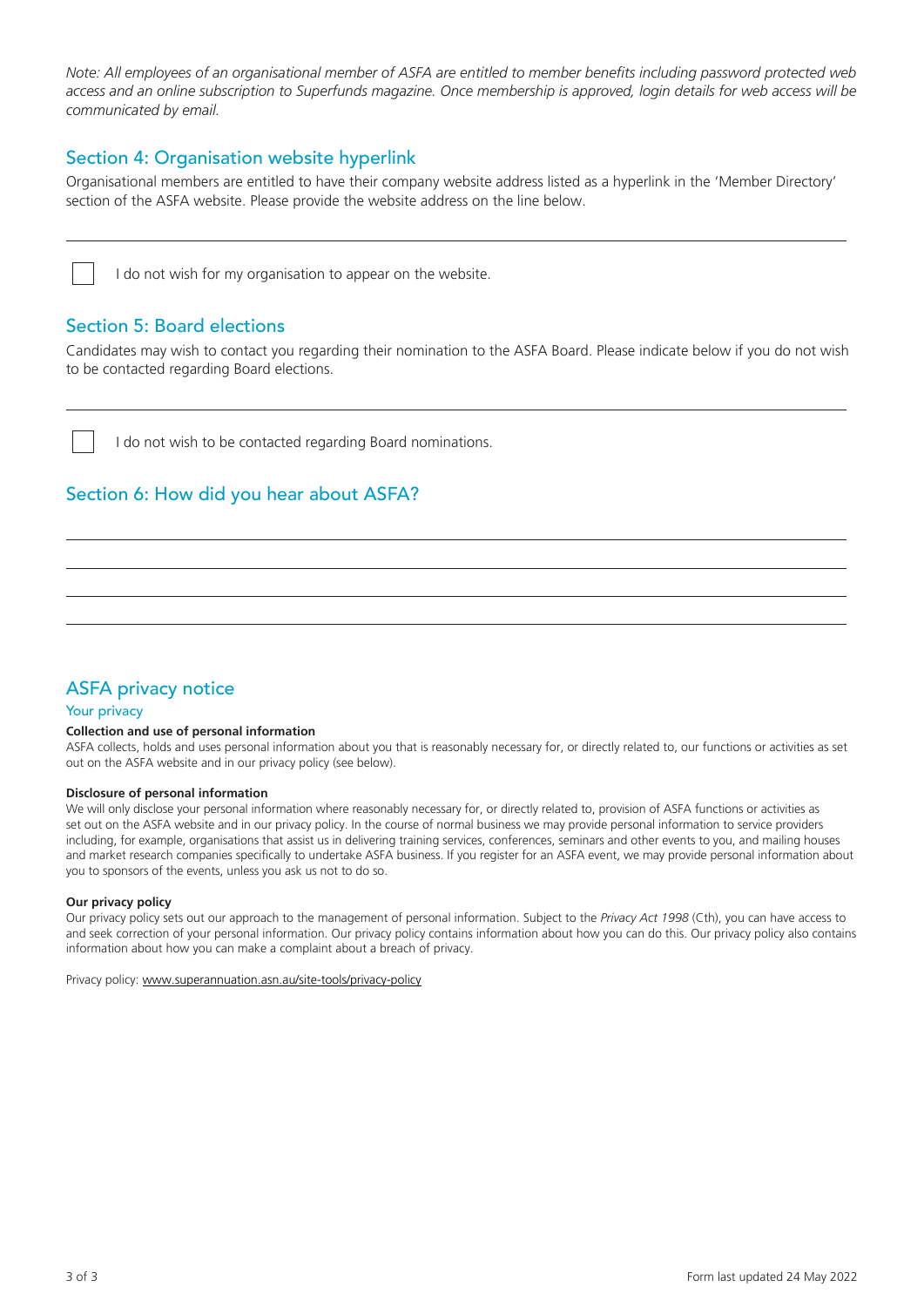*Note: All employees of an organisational member of ASFA are entitled to member benefits including password protected web access and an online subscription to Superfunds magazine. Once membership is approved, login details for web access will be communicated by email.*

## Section 4: Organisation website hyperlink

Organisational members are entitled to have their company website address listed as a hyperlink in the 'Member Directory' section of the ASFA website. Please provide the website address on the line below.

______________________________________________________________________

☐ I do not wish for my organisation to appear on the website.

## Section 5: Board elections

Candidates may wish to contact you regarding their nomination to the ASFA Board. Please indicate below if you do not wish to be contacted regarding Board elections.

______________________________________________________________________

☐ I do not wish to be contacted regarding Board nominations.

## Section 6: How did you hear about ASFA?

______________________________________________________________________

______________________________________________________________________

______________________________________________________________________

______________________________________________________________________

## ASFA privacy notice

### Your privacy

**Collection and use of personal information**

ASFA collects, holds and uses personal information about you that is reasonably necessary for, or directly related to, our functions or activities as set out on the ASFA website and in our privacy policy (see below).

**Disclosure of personal information**

We will only disclose your personal information where reasonably necessary for, or directly related to, provision of ASFA functions or activities as set out on the ASFA website and in our privacy policy. In the course of normal business we may provide personal information to service providers including, for example, organisations that assist us in delivering training services, conferences, seminars and other events to you, and mailing houses and market research companies specifically to undertake ASFA business. If you register for an ASFA event, we may provide personal information about you to sponsors of the events, unless you ask us not to do so.

**Our privacy policy**

Our privacy policy sets out our approach to the management of personal information. Subject to the *Privacy Act 1998* (Cth), you can have access to and seek correction of your personal information. Our privacy policy contains information about how you can do this. Our privacy policy also contains information about how you can make a complaint about a breach of privacy.

Privacy policy: www.superannuation.asn.au/site-tools/privacy-policy

Form last updated 24 May 2022